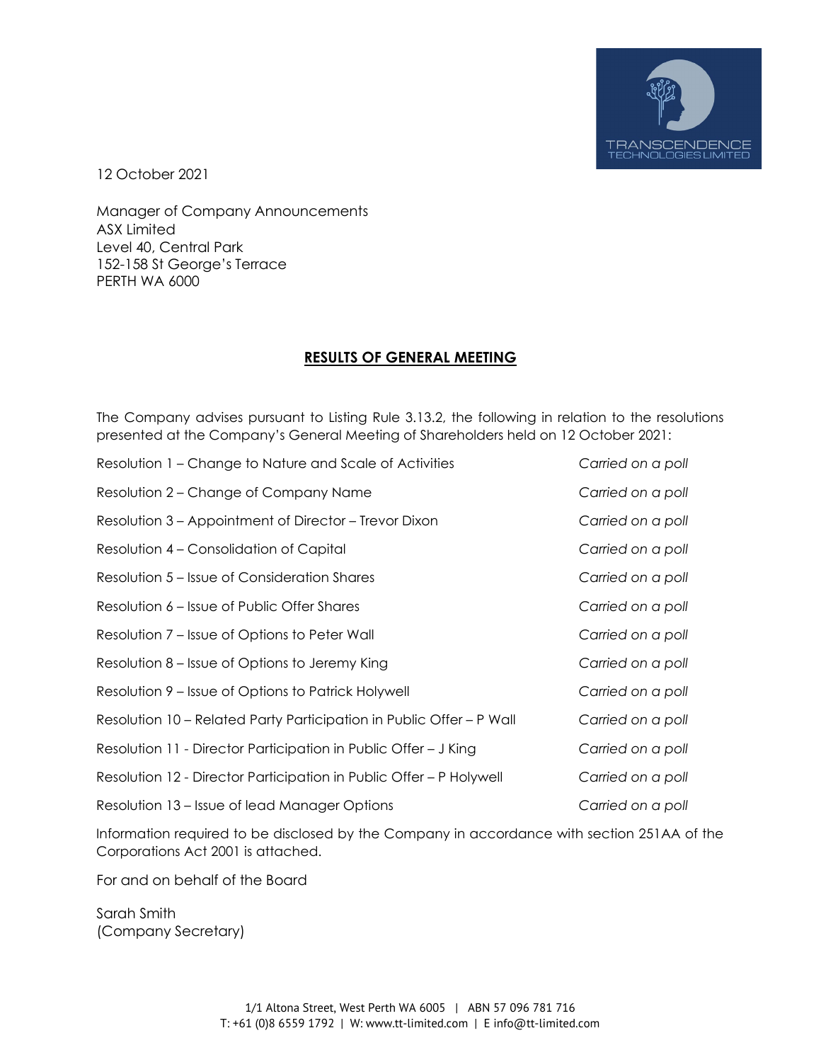12 October 2021

Manager of Company Announcements
ASX Limited
Level 40, Central Park
152-158 St George's Terrace
PERTH WA 6000

## RESULTS OF GENERAL MEETING

The Company advises pursuant to Listing Rule 3.13.2, the following in relation to the resolutions presented at the Company's General Meeting of Shareholders held on 12 October 2021:

| | |
|---|---|
| Resolution 1 – Change to Nature and Scale of Activities | *Carried on a poll* |
| Resolution 2 – Change of Company Name | *Carried on a poll* |
| Resolution 3 – Appointment of Director – Trevor Dixon | *Carried on a poll* |
| Resolution 4 – Consolidation of Capital | *Carried on a poll* |
| Resolution 5 – Issue of Consideration Shares | *Carried on a poll* |
| Resolution 6 – Issue of Public Offer Shares | *Carried on a poll* |
| Resolution 7 – Issue of Options to Peter Wall | *Carried on a poll* |
| Resolution 8 – Issue of Options to Jeremy King | *Carried on a poll* |
| Resolution 9 – Issue of Options to Patrick Holywell | *Carried on a poll* |
| Resolution 10 – Related Party Participation in Public Offer – P Wall | *Carried on a poll* |
| Resolution 11 - Director Participation in Public Offer – J King | *Carried on a poll* |
| Resolution 12 - Director Participation in Public Offer – P Holywell | *Carried on a poll* |
| Resolution 13 – Issue of lead Manager Options | *Carried on a poll* |

Information required to be disclosed by the Company in accordance with section 251AA of the Corporations Act 2001 is attached.

For and on behalf of the Board

Sarah Smith
(Company Secretary)

1/1 Altona Street, West Perth WA 6005 | ABN 57 096 781 716
T: +61 (0)8 6559 1792 | W: www.tt-limited.com | E info@tt-limited.com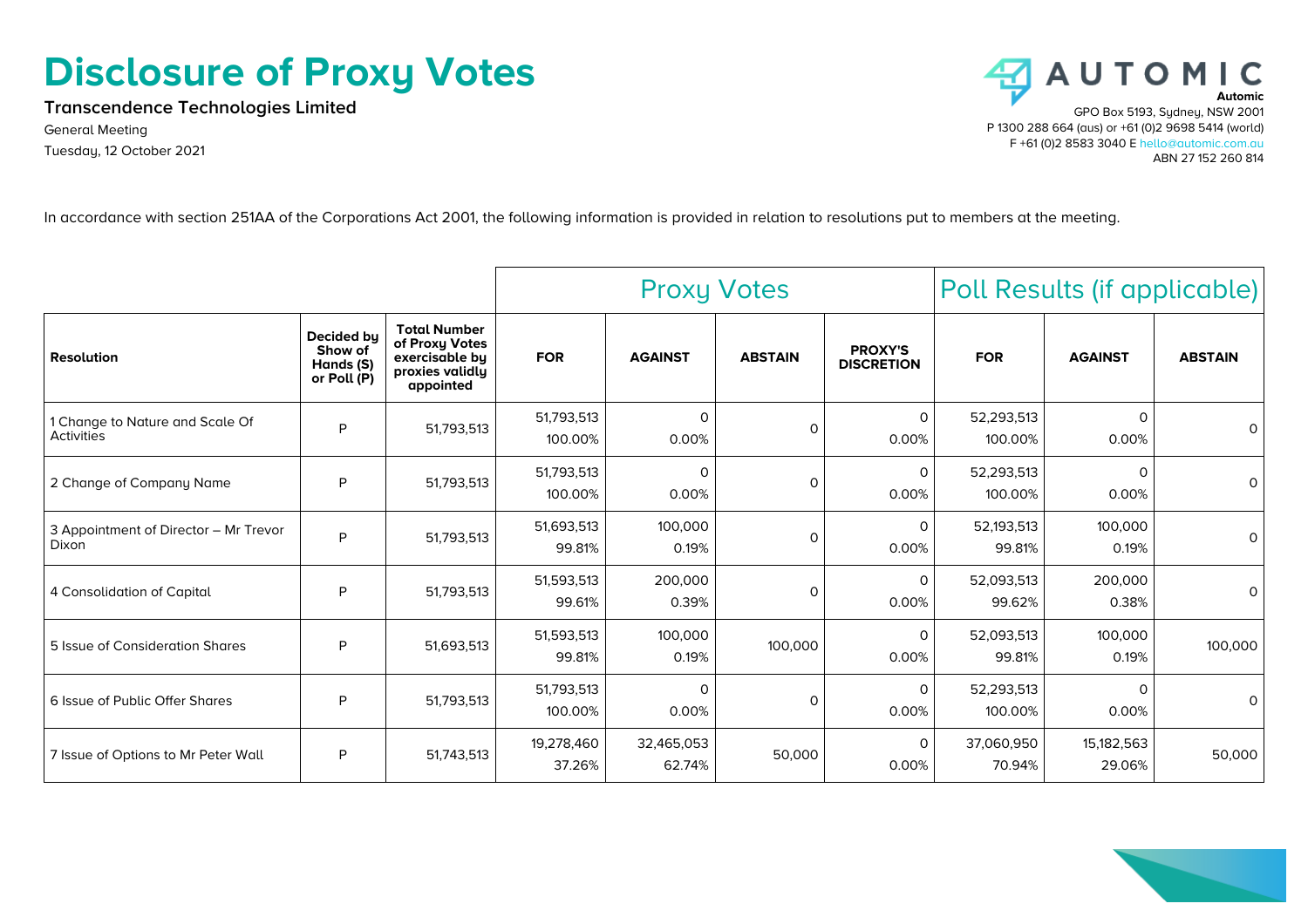# Disclosure of Proxy Votes

**Transcendence Technologies Limited**

General Meeting

Tuesday, 12 October 2021

**Automic**

GPO Box 5193, Sydney, NSW 2001
P 1300 288 664 (aus) or +61 (0)2 9698 5414 (world)
F +61 (0)2 8583 3040 E hello@automic.com.au
ABN 27 152 260 814

In accordance with section 251AA of the Corporations Act 2001, the following information is provided in relation to resolutions put to members at the meeting.

| | | | Proxy Votes | | | | Poll Results (if applicable) | | |
|---|---|---|---|---|---|---|---|---|---|
| **Resolution** | **Decided by Show of Hands (S) or Poll (P)** | **Total Number of Proxy Votes exercisable by proxies validly appointed** | **FOR** | **AGAINST** | **ABSTAIN** | **PROXY'S DISCRETION** | **FOR** | **AGAINST** | **ABSTAIN** |
| 1 Change to Nature and Scale Of Activities | P | 51,793,513 | 51,793,513 100.00% | 0 0.00% | 0 | 0 0.00% | 52,293,513 100.00% | 0 0.00% | 0 |
| 2 Change of Company Name | P | 51,793,513 | 51,793,513 100.00% | 0 0.00% | 0 | 0 0.00% | 52,293,513 100.00% | 0 0.00% | 0 |
| 3 Appointment of Director – Mr Trevor Dixon | P | 51,793,513 | 51,693,513 99.81% | 100,000 0.19% | 0 | 0 0.00% | 52,193,513 99.81% | 100,000 0.19% | 0 |
| 4 Consolidation of Capital | P | 51,793,513 | 51,593,513 99.61% | 200,000 0.39% | 0 | 0 0.00% | 52,093,513 99.62% | 200,000 0.38% | 0 |
| 5 Issue of Consideration Shares | P | 51,693,513 | 51,593,513 99.81% | 100,000 0.19% | 100,000 | 0 0.00% | 52,093,513 99.81% | 100,000 0.19% | 100,000 |
| 6 Issue of Public Offer Shares | P | 51,793,513 | 51,793,513 100.00% | 0 0.00% | 0 | 0 0.00% | 52,293,513 100.00% | 0 0.00% | 0 |
| 7 Issue of Options to Mr Peter Wall | P | 51,743,513 | 19,278,460 37.26% | 32,465,053 62.74% | 50,000 | 0 0.00% | 37,060,950 70.94% | 15,182,563 29.06% | 50,000 |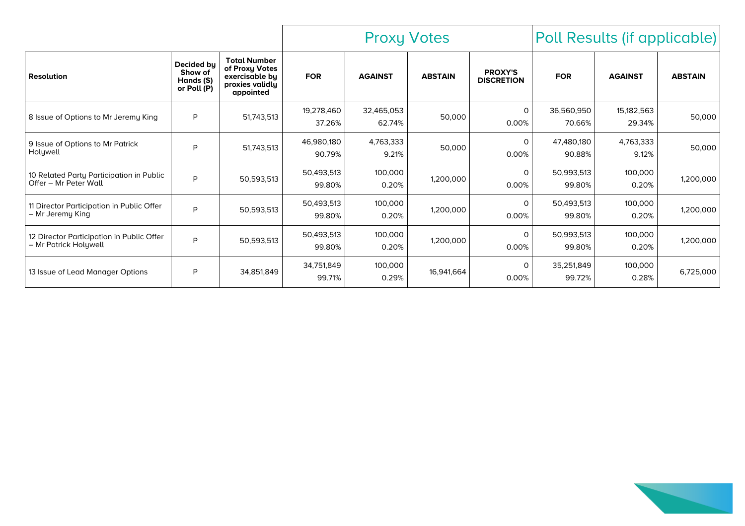| | | | Proxy Votes | | | | Poll Results (if applicable) | | |
|---|---|---|---|---|---|---|---|---|---|
| **Resolution** | **Decided by Show of Hands (S) or Poll (P)** | **Total Number of Proxy Votes exercisable by proxies validly appointed** | **FOR** | **AGAINST** | **ABSTAIN** | **PROXY'S DISCRETION** | **FOR** | **AGAINST** | **ABSTAIN** |
| 8 Issue of Options to Mr Jeremy King | P | 51,743,513 | 19,278,460 37.26% | 32,465,053 62.74% | 50,000 | 0 0.00% | 36,560,950 70.66% | 15,182,563 29.34% | 50,000 |
| 9 Issue of Options to Mr Patrick Holywell | P | 51,743,513 | 46,980,180 90.79% | 4,763,333 9.21% | 50,000 | 0 0.00% | 47,480,180 90.88% | 4,763,333 9.12% | 50,000 |
| 10 Related Party Participation in Public Offer – Mr Peter Wall | P | 50,593,513 | 50,493,513 99.80% | 100,000 0.20% | 1,200,000 | 0 0.00% | 50,993,513 99.80% | 100,000 0.20% | 1,200,000 |
| 11 Director Participation in Public Offer – Mr Jeremy King | P | 50,593,513 | 50,493,513 99.80% | 100,000 0.20% | 1,200,000 | 0 0.00% | 50,493,513 99.80% | 100,000 0.20% | 1,200,000 |
| 12 Director Participation in Public Offer – Mr Patrick Holywell | P | 50,593,513 | 50,493,513 99.80% | 100,000 0.20% | 1,200,000 | 0 0.00% | 50,993,513 99.80% | 100,000 0.20% | 1,200,000 |
| 13 Issue of Lead Manager Options | P | 34,851,849 | 34,751,849 99.71% | 100,000 0.29% | 16,941,664 | 0 0.00% | 35,251,849 99.72% | 100,000 0.28% | 6,725,000 |